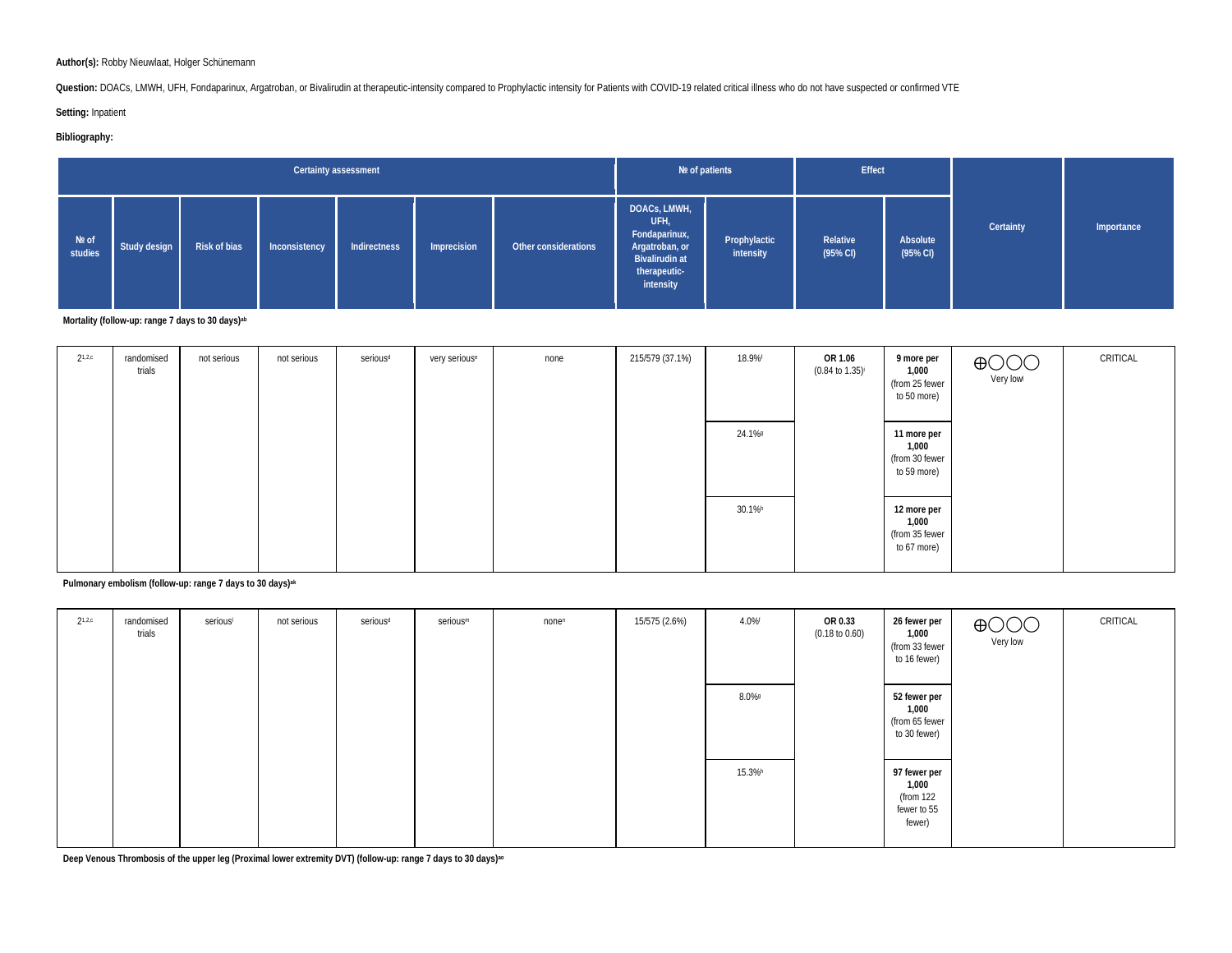**Author(s):** Robby Nieuwlaat, Holger Schünemann

**Question:** DOACs, LMWH, UFH, Fondaparinux, Argatroban, or Bivalirudin at therapeutic-intensity compared to Prophylactic intensity for Patients with COVID-19 related critical illness who do not have suspected or confirmed VTE

**Setting:** Inpatient

**Bibliography:**

| Certainty assessment | | | | | | | № of patients | | Effect | | Certainty | Importance |
|---|---|---|---|---|---|---|---|---|---|---|---|---|
| № of studies | Study design | Risk of bias | Inconsistency | Indirectness | Imprecision | Other considerations | DOACs, LMWH, UFH, Fondaparinux, Argatroban, or Bivalirudin at therapeutic-intensity | Prophylactic intensity | Relative (95% CI) | Absolute (95% CI) | | |
| **Mortality (follow-up: range 7 days to 30 days)[a,b]** | | | | | | | | | | | | |
| 2[1,2,c] | randomised trials | not serious | not serious | serious[d] | very serious[e] | none | 215/579 (37.1%) | 18.9%[f] | **OR 1.06** (0.84 to 1.35)[i] | **9 more per 1,000** (from 25 fewer to 50 more) | ⨁◯◯◯ Very low[j] | CRITICAL |
| | | | | | | | | 24.1%[g] | | **11 more per 1,000** (from 30 fewer to 59 more) | | |
| | | | | | | | | 30.1%[h] | | **12 more per 1,000** (from 35 fewer to 67 more) | | |
| **Pulmonary embolism (follow-up: range 7 days to 30 days)[a,k]** | | | | | | | | | | | | |
| 2[1,2,c] | randomised trials | serious[l] | not serious | serious[d] | serious[m] | none[n] | 15/575 (2.6%) | 4.0%[f] | **OR 0.33** (0.18 to 0.60) | **26 fewer per 1,000** (from 33 fewer to 16 fewer) | ⨁◯◯◯ Very low | CRITICAL |
| | | | | | | | | 8.0%[g] | | **52 fewer per 1,000** (from 65 fewer to 30 fewer) | | |
| | | | | | | | | 15.3%[h] | | **97 fewer per 1,000** (from 122 fewer to 55 fewer) | | |
| **Deep Venous Thrombosis of the upper leg (Proximal lower extremity DVT) (follow-up: range 7 days to 30 days)[a,o]** | | | | | | | | | | | | |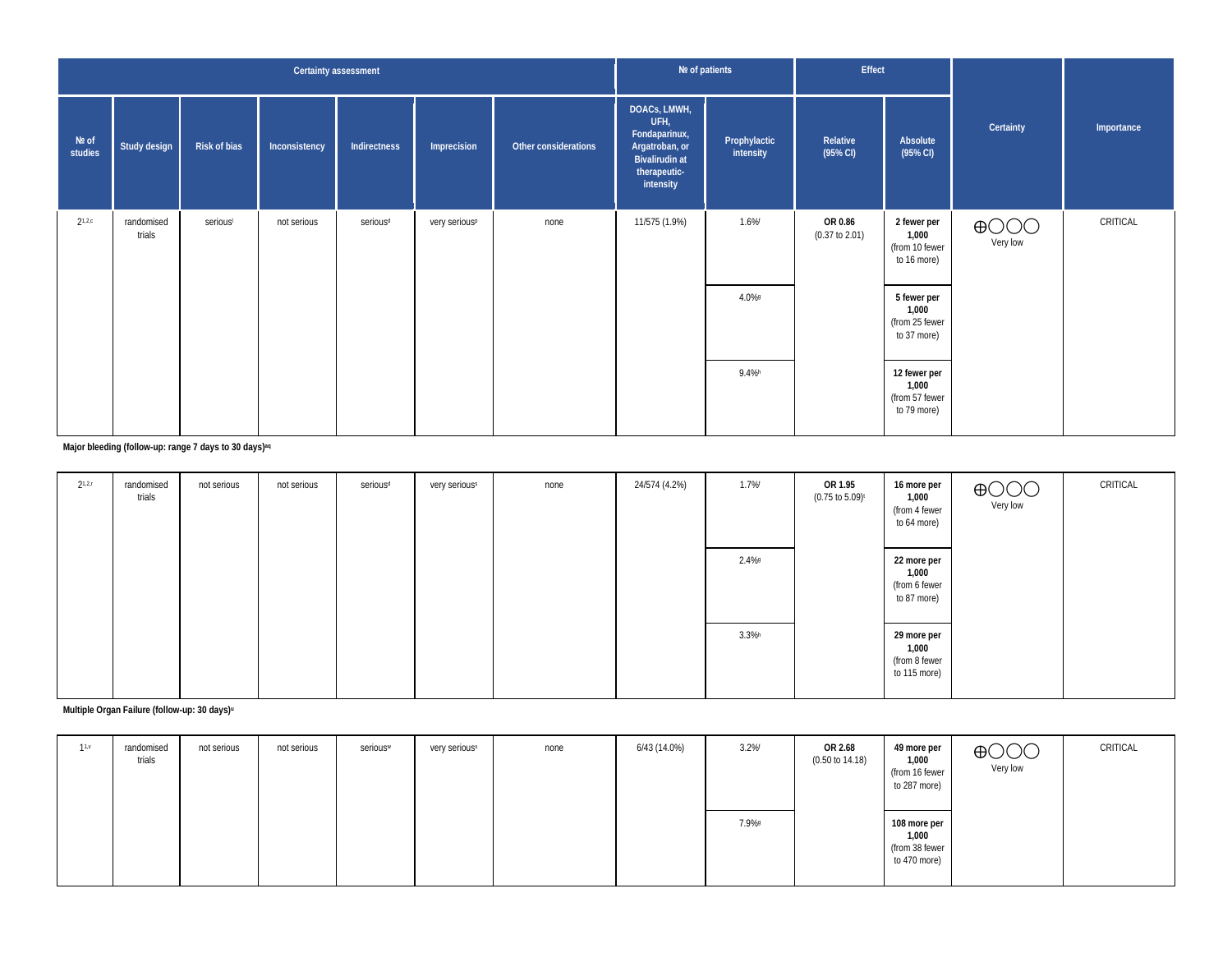| Certainty assessment | | | | | | | № of patients | | Effect | | Certainty | Importance |
|---|---|---|---|---|---|---|---|---|---|---|---|---|
| № of studies | Study design | Risk of bias | Inconsistency | Indirectness | Imprecision | Other considerations | DOACs, LMWH, UFH, Fondaparinux, Argatroban, or Bivalirudin at therapeutic-intensity | Prophylactic intensity | Relative (95% CI) | Absolute (95% CI) | | |
| 2[1,2,c] | randomised trials | serious[i] | not serious | serious[d] | very serious[p] | none | 11/575 (1.9%) | 1.6%[f] | **OR 0.86** (0.37 to 2.01) | **2 fewer per 1,000** (from 10 fewer to 16 more) | ⨁◯◯◯ Very low | CRITICAL |
| | | | | | | | | 4.0%[g] | | **5 fewer per 1,000** (from 25 fewer to 37 more) | | |
| | | | | | | | | 9.4%[h] | | **12 fewer per 1,000** (from 57 fewer to 79 more) | | |
| **Major bleeding (follow-up: range 7 days to 30 days)[aq]** | | | | | | | | | | | | |
| 2[1,2,r] | randomised trials | not serious | not serious | serious[d] | very serious[s] | none | 24/574 (4.2%) | 1.7%[f] | **OR 1.95** (0.75 to 5.09)[t] | **16 more per 1,000** (from 4 fewer to 64 more) | ⨁◯◯◯ Very low | CRITICAL |
| | | | | | | | | 2.4%[g] | | **22 more per 1,000** (from 6 fewer to 87 more) | | |
| | | | | | | | | 3.3%[h] | | **29 more per 1,000** (from 8 fewer to 115 more) | | |
| **Multiple Organ Failure (follow-up: 30 days)[u]** | | | | | | | | | | | | |
| 1[1,v] | randomised trials | not serious | not serious | serious[w] | very serious[x] | none | 6/43 (14.0%) | 3.2%[f] | **OR 2.68** (0.50 to 14.18) | **49 more per 1,000** (from 16 fewer to 287 more) | ⨁◯◯◯ Very low | CRITICAL |
| | | | | | | | | 7.9%[g] | | **108 more per 1,000** (from 38 fewer to 470 more) | | |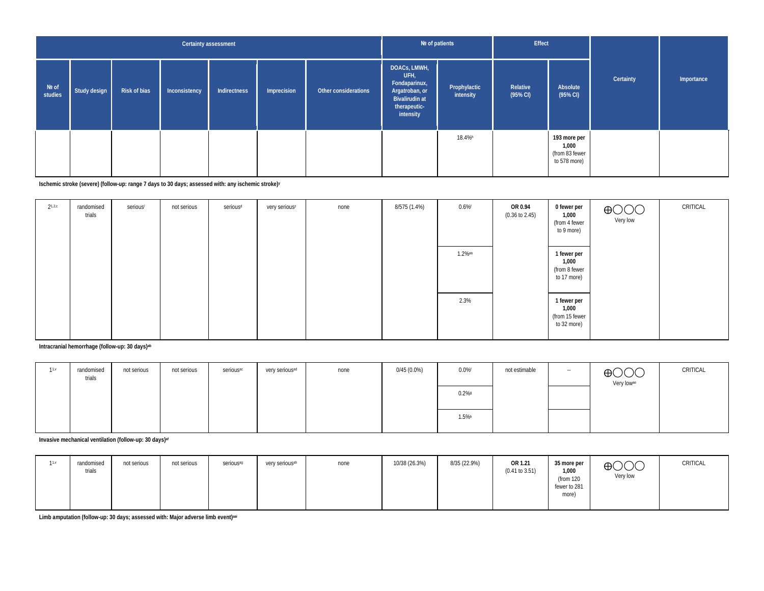| Certainty assessment | | | | | | | № of patients | | Effect | | Certainty | Importance |
|---|---|---|---|---|---|---|---|---|---|---|---|---|
| № of studies | Study design | Risk of bias | Inconsistency | Indirectness | Imprecision | Other considerations | DOACs, LMWH, UFH, Fondaparinux, Argatroban, or Bivalirudin at therapeutic-intensity | Prophylactic intensity | Relative (95% CI) | Absolute (95% CI) | | |
| | | | | | | | | 18.4%[h] | | **193 more per 1,000** (from 83 fewer to 578 more) | | |
| **Ischemic stroke (severe) (follow-up: range 7 days to 30 days; assessed with: any ischemic stroke)[y]** | | | | | | | | | | | | |
| 2[1,2,c] | randomised trials | serious[i] | not serious | serious[d] | very serious[z] | none | 8/575 (1.4%) | 0.6%[f] | **OR 0.94** (0.36 to 2.45) | **0 fewer per 1,000** (from 4 fewer to 9 more) | ⨁◯◯◯ Very low | CRITICAL |
| | | | | | | | | 1.2%[aa] | | **1 fewer per 1,000** (from 8 fewer to 17 more) | | |
| | | | | | | | | 2.3% | | **1 fewer per 1,000** (from 15 fewer to 32 more) | | |
| **Intracranial hemorrhage (follow-up: 30 days)[ab]** | | | | | | | | | | | | |
| 1[1,v] | randomised trials | not serious | not serious | serious[ac] | very serious[ad] | none | 0/45 (0.0%) | 0.0%[f] | not estimable | -- | ⨁◯◯◯ Very low[ae] | CRITICAL |
| | | | | | | | | 0.2%[g] | | | | |
| | | | | | | | | 1.5%[h] | | | | |
| **Invasive mechanical ventilation (follow-up: 30 days)[af]** | | | | | | | | | | | | |
| 1[1,v] | randomised trials | not serious | not serious | serious[ag] | very serious[ah] | none | 10/38 (26.3%) | 8/35 (22.9%) | **OR 1.21** (0.41 to 3.51) | **35 more per 1,000** (from 120 fewer to 281 more) | ⨁◯◯◯ Very low | CRITICAL |
| **Limb amputation (follow-up: 30 days; assessed with: Major adverse limb event)[aai]** | | | | | | | | | | | | |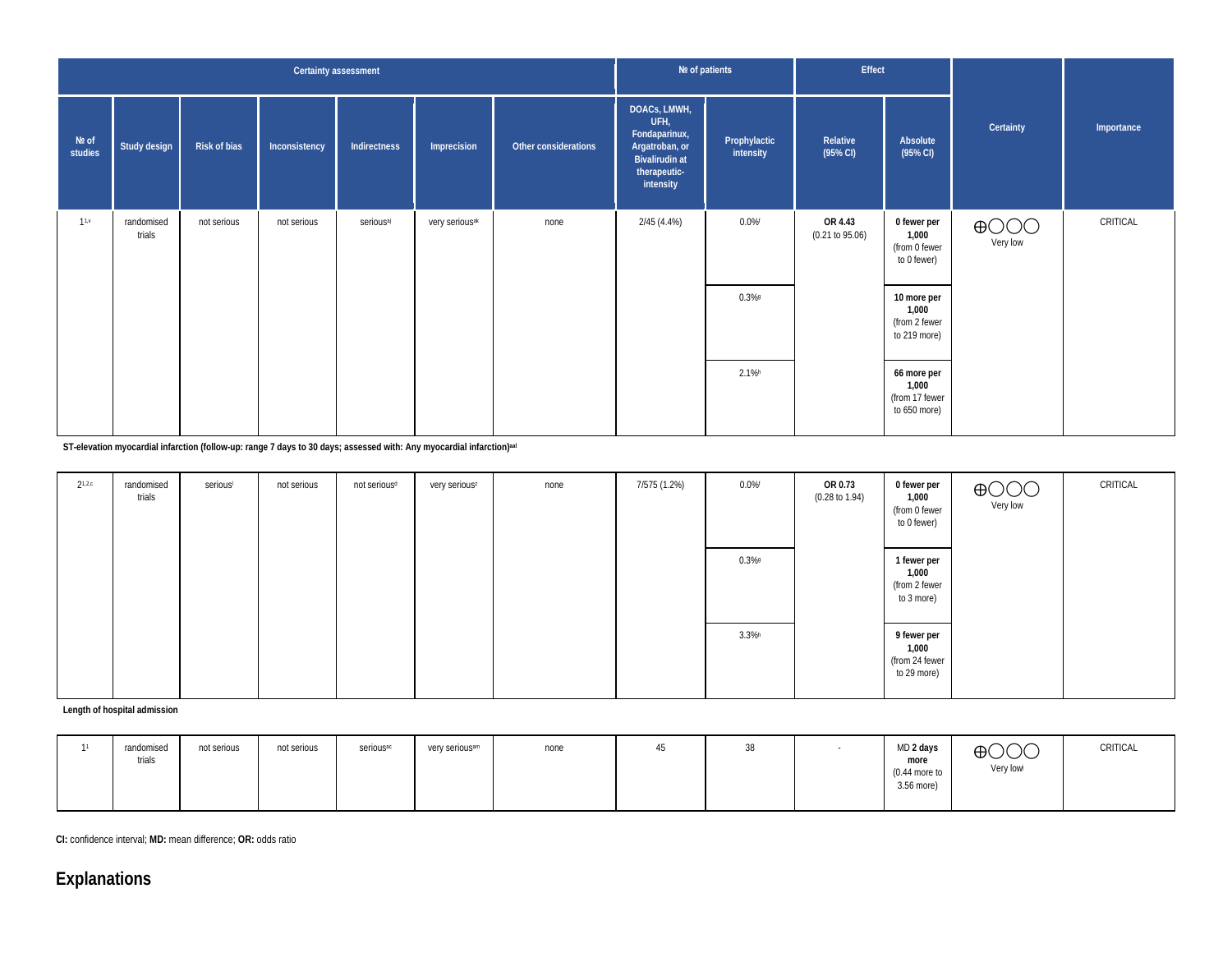| Certainty assessment | | | | | | | № of patients | | Effect | | Certainty | Importance |
|---|---|---|---|---|---|---|---|---|---|---|---|---|
| № of studies | Study design | Risk of bias | Inconsistency | Indirectness | Imprecision | Other considerations | DOACs, LMWH, UFH, Fondaparinux, Argatroban, or Bivalirudin at therapeutic-intensity | Prophylactic intensity | Relative (95% CI) | Absolute (95% CI) | | |
| 1[1,v] | randomised trials | not serious | not serious | serious[aj] | very serious[ak] | none | 2/45 (4.4%) | 0.0%[f] | **OR 4.43** (0.21 to 95.06) | **0 fewer per 1,000** (from 0 fewer to 0 fewer) | ⊕◯◯◯ Very low | CRITICAL |
| | | | | | | | | 0.3%[g] | | **10 more per 1,000** (from 2 fewer to 219 more) | | |
| | | | | | | | | 2.1%[h] | | **66 more per 1,000** (from 17 fewer to 650 more) | | |
| **ST-elevation myocardial infarction (follow-up: range 7 days to 30 days; assessed with: Any myocardial infarction)[aal]** | | | | | | | | | | | | |
| 2[1,2,c] | randomised trials | serious[i] | not serious | not serious[d] | very serious[z] | none | 7/575 (1.2%) | 0.0%[f] | **OR 0.73** (0.28 to 1.94) | **0 fewer per 1,000** (from 0 fewer to 0 fewer) | ⊕◯◯◯ Very low | CRITICAL |
| | | | | | | | | 0.3%[g] | | **1 fewer per 1,000** (from 2 fewer to 3 more) | | |
| | | | | | | | | 3.3%[h] | | **9 fewer per 1,000** (from 24 fewer to 29 more) | | |
| **Length of hospital admission** | | | | | | | | | | | | |
| 1[1] | randomised trials | not serious | not serious | serious[ac] | very serious[am] | none | 45 | 38 | - | MD **2 days more** (0.44 more to 3.56 more) | ⊕◯◯◯ Very low[i] | CRITICAL |

**CI:** confidence interval; **MD:** mean difference; **OR:** odds ratio

## Explanations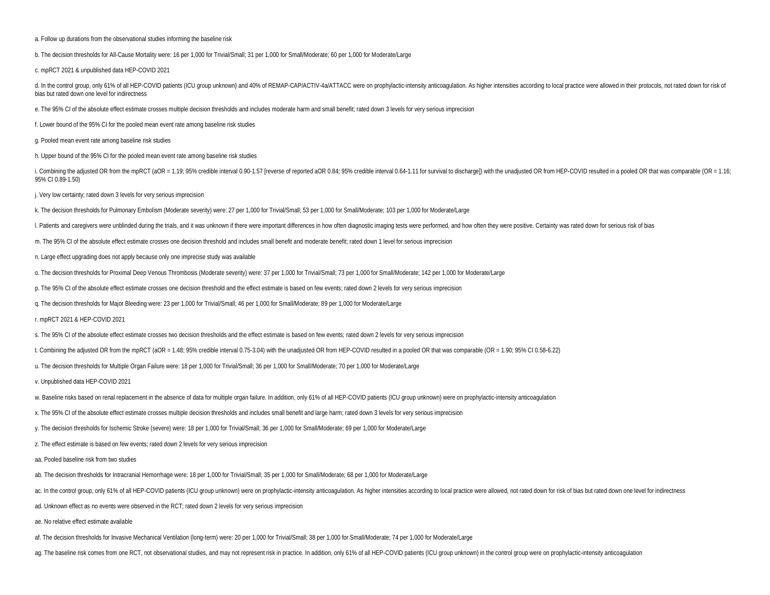a. Follow up durations from the observational studies informing the baseline risk

b. The decision thresholds for All-Cause Mortality were: 16 per 1,000 for Trivial/Small; 31 per 1,000 for Small/Moderate; 60 per 1,000 for Moderate/Large

c. mpRCT 2021 & unpublished data HEP-COVID 2021

d. In the control group, only 61% of all HEP-COVID patients (ICU group unknown) and 40% of REMAP-CAP/ACTIV-4a/ATTACC were on prophylactic-intensity anticoagulation. As higher intensities according to local practice were allowed in their protocols, not rated down for risk of bias but rated down one level for indirectness

e. The 95% CI of the absolute effect estimate crosses multiple decision thresholds and includes moderate harm and small benefit; rated down 3 levels for very serious imprecision

f. Lower bound of the 95% CI for the pooled mean event rate among baseline risk studies

g. Pooled mean event rate among baseline risk studies

h. Upper bound of the 95% CI for the pooled mean event rate among baseline risk studies

i. Combining the adjusted OR from the mpRCT (aOR = 1.19; 95% credible interval 0.90-1.57 [reverse of reported aOR 0.84; 95% credible interval 0.64-1.11 for survival to discharge]) with the unadjusted OR from HEP-COVID resulted in a pooled OR that was comparable (OR = 1.16; 95% CI 0.89-1.50)

j. Very low certainty; rated down 3 levels for very serious imprecision

k. The decision thresholds for Pulmonary Embolism (Moderate severity) were: 27 per 1,000 for Trivial/Small; 53 per 1,000 for Small/Moderate; 103 per 1,000 for Moderate/Large

l. Patients and caregivers were unblinded during the trials, and it was unknown if there were important differences in how often diagnostic imaging tests were performed, and how often they were positive. Certainty was rated down for serious risk of bias

m. The 95% CI of the absolute effect estimate crosses one decision threshold and includes small benefit and moderate benefit; rated down 1 level for serious imprecision

n. Large effect upgrading does not apply because only one imprecise study was available

o. The decision thresholds for Proximal Deep Venous Thrombosis (Moderate severity) were: 37 per 1,000 for Trivial/Small; 73 per 1,000 for Small/Moderate; 142 per 1,000 for Moderate/Large

p. The 95% CI of the absolute effect estimate crosses one decision threshold and the effect estimate is based on few events; rated down 2 levels for very serious imprecision

q. The decision thresholds for Major Bleeding were: 23 per 1,000 for Trivial/Small; 46 per 1,000 for Small/Moderate; 89 per 1,000 for Moderate/Large

r. mpRCT 2021 & HEP-COVID 2021

s. The 95% CI of the absolute effect estimate crosses two decision thresholds and the effect estimate is based on few events; rated down 2 levels for very serious imprecision

t. Combining the adjusted OR from the mpRCT (aOR = 1.48; 95% credible interval 0.75-3.04) with the unadjusted OR from HEP-COVID resulted in a pooled OR that was comparable (OR = 1.90; 95% CI 0.58-6.22)

u. The decision thresholds for Multiple Organ Failure were: 18 per 1,000 for Trivial/Small; 36 per 1,000 for Small/Moderate; 70 per 1,000 for Moderate/Large

v. Unpublished data HEP-COVID 2021

w. Baseline risks based on renal replacement in the absence of data for multiple organ failure. In addition, only 61% of all HEP-COVID patients (ICU group unknown) were on prophylactic-intensity anticoagulation

x. The 95% CI of the absolute effect estimate crosses multiple decision thresholds and includes small benefit and large harm; rated down 3 levels for very serious imprecision

y. The decision thresholds for Ischemic Stroke (severe) were: 18 per 1,000 for Trivial/Small; 36 per 1,000 for Small/Moderate; 69 per 1,000 for Moderate/Large

z. The effect estimate is based on few events; rated down 2 levels for very serious imprecision

aa. Pooled baseline risk from two studies

ab. The decision thresholds for Intracranial Hemorrhage were: 18 per 1,000 for Trivial/Small; 35 per 1,000 for Small/Moderate; 68 per 1,000 for Moderate/Large

ac. In the control group, only 61% of all HEP-COVID patients (ICU group unknown) were on prophylactic-intensity anticoagulation. As higher intensities according to local practice were allowed, not rated down for risk of bias but rated down one level for indirectness

ad. Unknown effect as no events were observed in the RCT; rated down 2 levels for very serious imprecision

ae. No relative effect estimate available

af. The decision thresholds for Invasive Mechanical Ventilation (long-term) were: 20 per 1,000 for Trivial/Small; 38 per 1,000 for Small/Moderate; 74 per 1,000 for Moderate/Large

ag. The baseline risk comes from one RCT, not observational studies, and may not represent risk in practice. In addition, only 61% of all HEP-COVID patients (ICU group unknown) in the control group were on prophylactic-intensity anticoagulation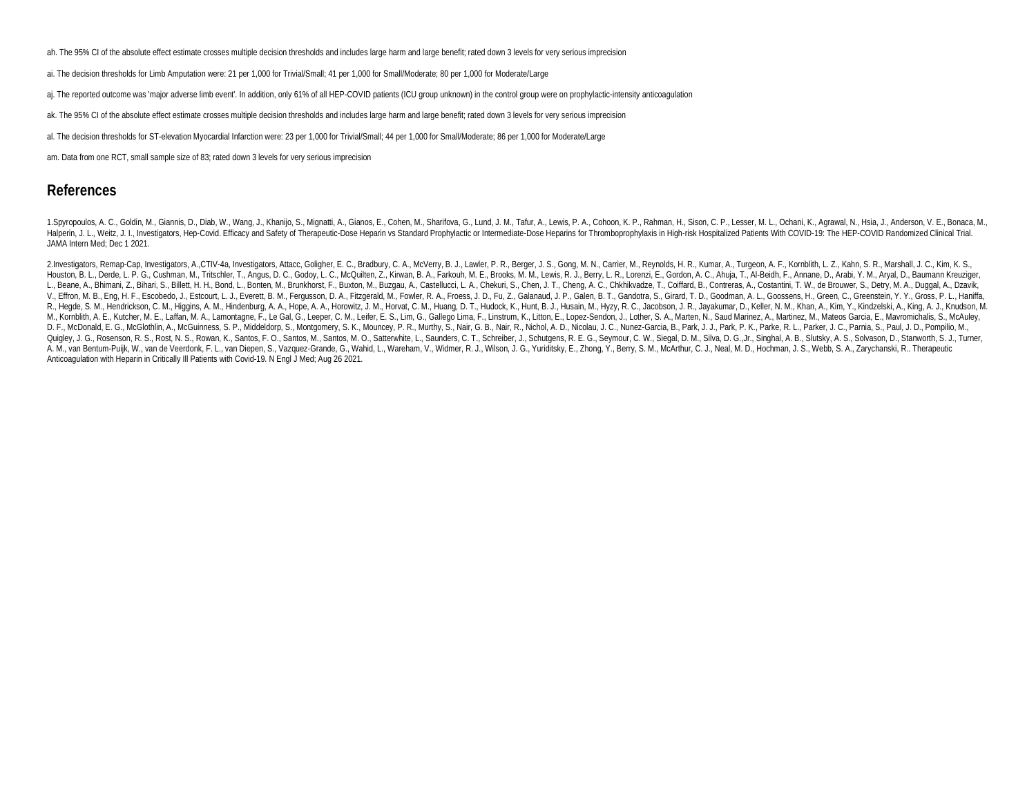ah. The 95% CI of the absolute effect estimate crosses multiple decision thresholds and includes large harm and large benefit; rated down 3 levels for very serious imprecision

ai. The decision thresholds for Limb Amputation were: 21 per 1,000 for Trivial/Small; 41 per 1,000 for Small/Moderate; 80 per 1,000 for Moderate/Large

aj. The reported outcome was 'major adverse limb event'. In addition, only 61% of all HEP-COVID patients (ICU group unknown) in the control group were on prophylactic-intensity anticoagulation

ak. The 95% CI of the absolute effect estimate crosses multiple decision thresholds and includes large harm and large benefit; rated down 3 levels for very serious imprecision

al. The decision thresholds for ST-elevation Myocardial Infarction were: 23 per 1,000 for Trivial/Small; 44 per 1,000 for Small/Moderate; 86 per 1,000 for Moderate/Large

am. Data from one RCT, small sample size of 83; rated down 3 levels for very serious imprecision

## References

1.Spyropoulos, A. C., Goldin, M., Giannis, D., Diab, W., Wang, J., Khanijo, S., Mignatti, A., Gianos, E., Cohen, M., Sharifova, G., Lund, J. M., Tafur, A., Lewis, P. A., Cohoon, K. P., Rahman, H., Sison, C. P., Lesser, M. L., Ochani, K., Agrawal, N., Hsia, J., Anderson, V. E., Bonaca, M., Halperin, J. L., Weitz, J. I., Investigators, Hep-Covid. Efficacy and Safety of Therapeutic-Dose Heparin vs Standard Prophylactic or Intermediate-Dose Heparins for Thromboprophylaxis in High-risk Hospitalized Patients With COVID-19: The HEP-COVID Randomized Clinical Trial. JAMA Intern Med; Dec 1 2021.

2.Investigators, Remap-Cap, Investigators, A.,CTIV-4a, Investigators, Attacc, Goligher, E. C., Bradbury, C. A., McVerry, B. J., Lawler, P. R., Berger, J. S., Gong, M. N., Carrier, M., Reynolds, H. R., Kumar, A., Turgeon, A. F., Kornblith, L. Z., Kahn, S. R., Marshall, J. C., Kim, K. S., Houston, B. L., Derde, L. P. G., Cushman, M., Tritschler, T., Angus, D. C., Godoy, L. C., McQuilten, Z., Kirwan, B. A., Farkouh, M. E., Brooks, M. M., Lewis, R. J., Berry, L. R., Lorenzi, E., Gordon, A. C., Ahuja, T., Al-Beidh, F., Annane, D., Arabi, Y. M., Aryal, D., Baumann Kreuziger, L., Beane, A., Bhimani, Z., Bihari, S., Billett, H. H., Bond, L., Bonten, M., Brunkhorst, F., Buxton, M., Buzgau, A., Castellucci, L. A., Chekuri, S., Chen, J. T., Cheng, A. C., Chkhikvadze, T., Coiffard, B., Contreras, A., Costantini, T. W., de Brouwer, S., Detry, M. A., Duggal, A., Dzavik, V., Effron, M. B., Eng, H. F., Escobedo, J., Estcourt, L. J., Everett, B. M., Fergusson, D. A., Fitzgerald, M., Fowler, R. A., Froess, J. D., Fu, Z., Galanaud, J. P., Galen, B. T., Gandotra, S., Girard, T. D., Goodman, A. L., Goossens, H., Green, C., Greenstein, Y. Y., Gross, P. L., Haniffa, R., Hegde, S. M., Hendrickson, C. M., Higgins, A. M., Hindenburg, A. A., Hope, A. A., Horowitz, J. M., Horvat, C. M., Huang, D. T., Hudock, K., Hunt, B. J., Husain, M., Hyzy, R. C., Jacobson, J. R., Jayakumar, D., Keller, N. M., Khan, A., Kim, Y., Kindzelski, A., King, A. J., Knudson, M. M., Kornblith, A. E., Kutcher, M. E., Laffan, M. A., Lamontagne, F., Le Gal, G., Leeper, C. M., Leifer, E. S., Lim, G., Gallego Lima, F., Linstrum, K., Litton, E., Lopez-Sendon, J., Lother, S. A., Marten, N., Saud Marinez, A., Martinez, M., Mateos Garcia, E., Mavromichalis, S., McAuley, D. F., McDonald, E. G., McGlothlin, A., McGuinness, S. P., Middeldorp, S., Montgomery, S. K., Mouncey, P. R., Murthy, S., Nair, G. B., Nair, R., Nichol, A. D., Nicolau, J. C., Nunez-Garcia, B., Park, J. J., Park, P. K., Parke, R. L., Parker, J. C., Parnia, S., Paul, J. D., Pompilio, M., Quigley, J. G., Rosenson, R. S., Rost, N. S., Rowan, K., Santos, F. O., Santos, M., Santos, M. O., Satterwhite, L., Saunders, C. T., Schreiber, J., Schutgens, R. E. G., Seymour, C. W., Siegal, D. M., Silva, D. G.,Jr., Singhal, A. B., Slutsky, A. S., Solvason, D., Stanworth, S. J., Turner, A. M., van Bentum-Puijk, W., van de Veerdonk, F. L., van Diepen, S., Vazquez-Grande, G., Wahid, L., Wareham, V., Widmer, R. J., Wilson, J. G., Yuriditsky, E., Zhong, Y., Berry, S. M., McArthur, C. J., Neal, M. D., Hochman, J. S., Webb, S. A., Zarychanski, R.. Therapeutic Anticoagulation with Heparin in Critically Ill Patients with Covid-19. N Engl J Med; Aug 26 2021.